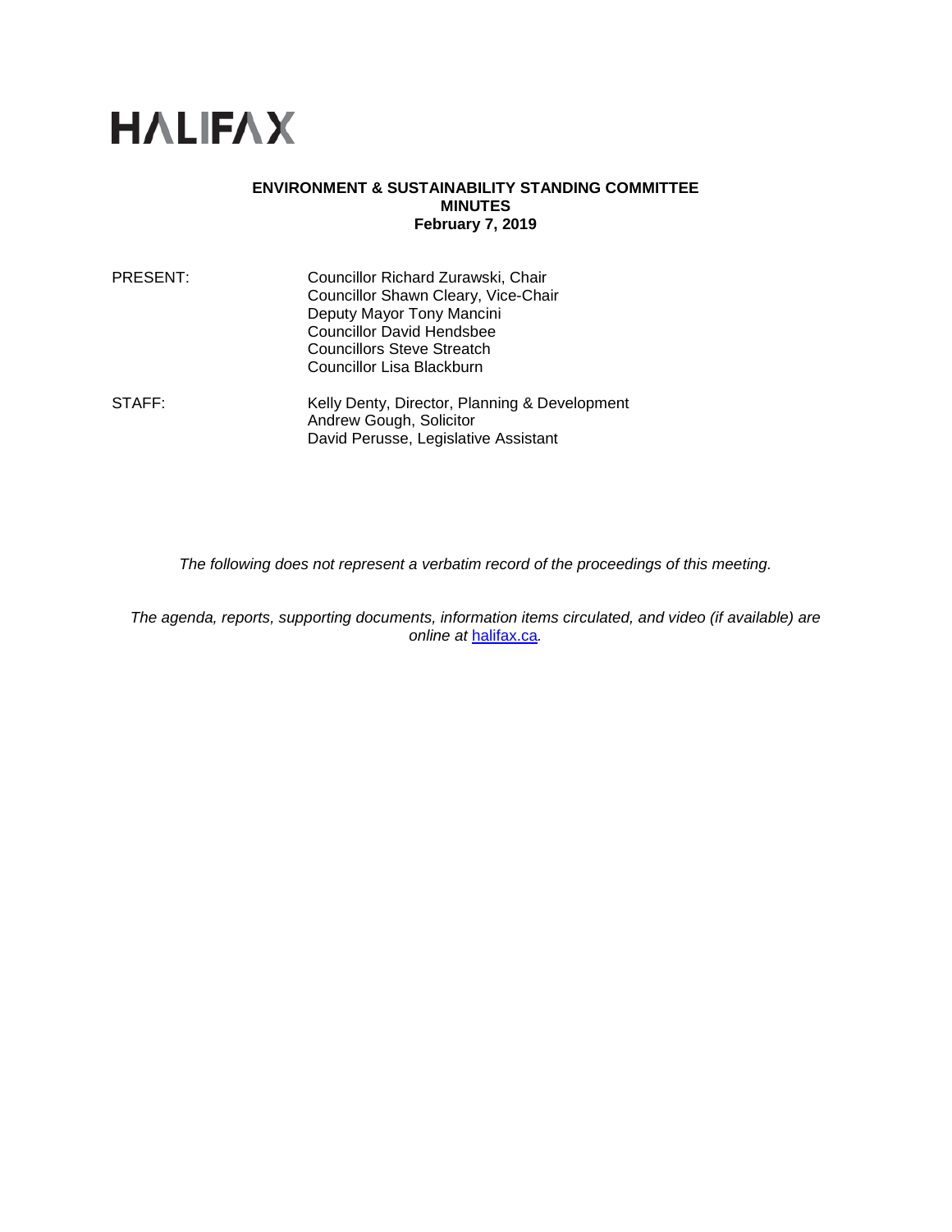HALIFAX

**ENVIRONMENT & SUSTAINABILITY STANDING COMMITTEE**
**MINUTES**
**February 7, 2019**

| | |
|---|---|
| PRESENT: | Councillor Richard Zurawski, Chair<br>Councillor Shawn Cleary, Vice-Chair<br>Deputy Mayor Tony Mancini<br>Councillor David Hendsbee<br>Councillors Steve Streatch<br>Councillor Lisa Blackburn |
| STAFF: | Kelly Denty, Director, Planning & Development<br>Andrew Gough, Solicitor<br>David Perusse, Legislative Assistant |

*The following does not represent a verbatim record of the proceedings of this meeting.*

*The agenda, reports, supporting documents, information items circulated, and video (if available) are online at* [halifax.ca](halifax.ca)*.*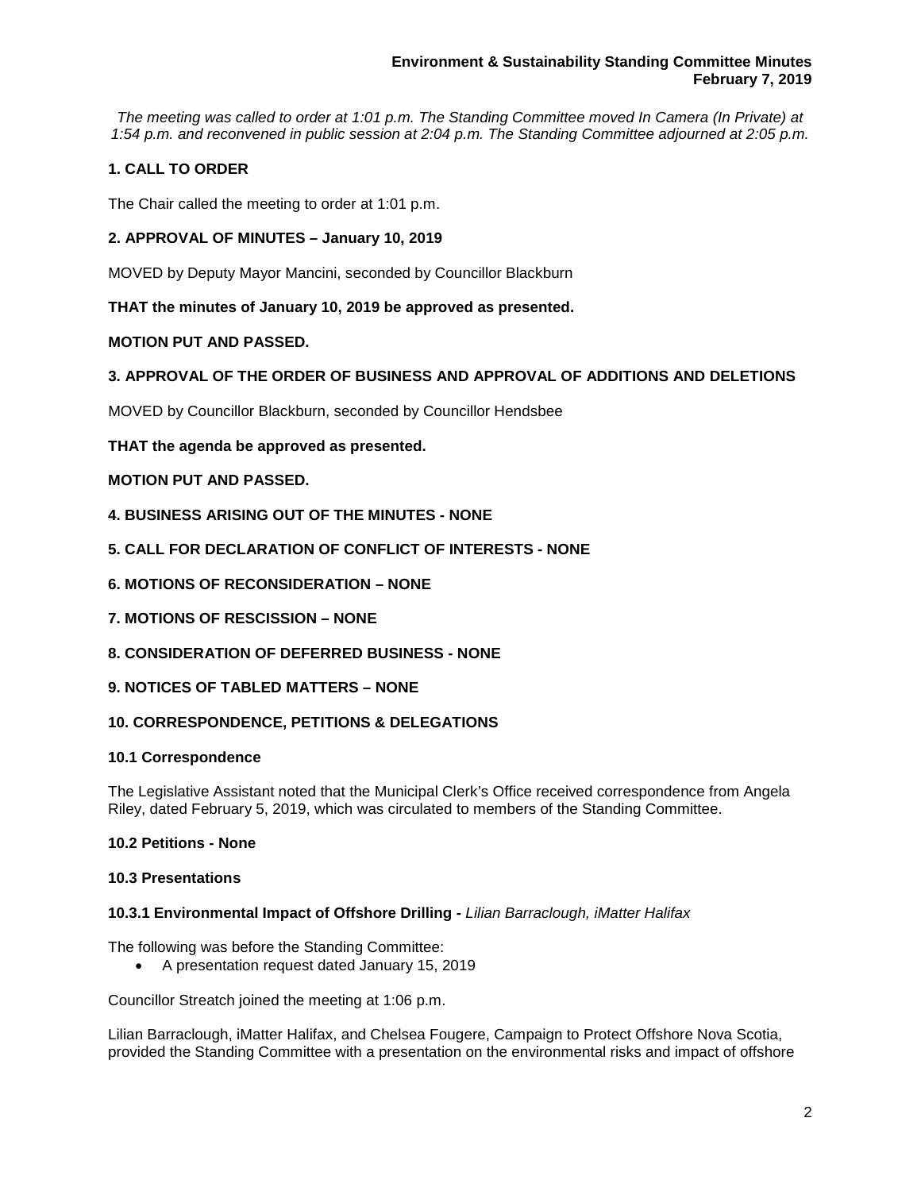*The meeting was called to order at 1:01 p.m. The Standing Committee moved In Camera (In Private) at 1:54 p.m. and reconvened in public session at 2:04 p.m. The Standing Committee adjourned at 2:05 p.m.*

## 1. CALL TO ORDER

The Chair called the meeting to order at 1:01 p.m.

## 2. APPROVAL OF MINUTES – January 10, 2019

MOVED by Deputy Mayor Mancini, seconded by Councillor Blackburn

**THAT the minutes of January 10, 2019 be approved as presented.**

**MOTION PUT AND PASSED.**

## 3. APPROVAL OF THE ORDER OF BUSINESS AND APPROVAL OF ADDITIONS AND DELETIONS

MOVED by Councillor Blackburn, seconded by Councillor Hendsbee

**THAT the agenda be approved as presented.**

**MOTION PUT AND PASSED.**

## 4. BUSINESS ARISING OUT OF THE MINUTES - NONE

## 5. CALL FOR DECLARATION OF CONFLICT OF INTERESTS - NONE

## 6. MOTIONS OF RECONSIDERATION – NONE

## 7. MOTIONS OF RESCISSION – NONE

## 8. CONSIDERATION OF DEFERRED BUSINESS - NONE

## 9. NOTICES OF TABLED MATTERS – NONE

## 10. CORRESPONDENCE, PETITIONS & DELEGATIONS

### 10.1 Correspondence

The Legislative Assistant noted that the Municipal Clerk's Office received correspondence from Angela Riley, dated February 5, 2019, which was circulated to members of the Standing Committee.

### 10.2 Petitions - None

### 10.3 Presentations

#### 10.3.1 Environmental Impact of Offshore Drilling - *Lilian Barraclough, iMatter Halifax*

The following was before the Standing Committee:

- A presentation request dated January 15, 2019

Councillor Streatch joined the meeting at 1:06 p.m.

Lilian Barraclough, iMatter Halifax, and Chelsea Fougere, Campaign to Protect Offshore Nova Scotia, provided the Standing Committee with a presentation on the environmental risks and impact of offshore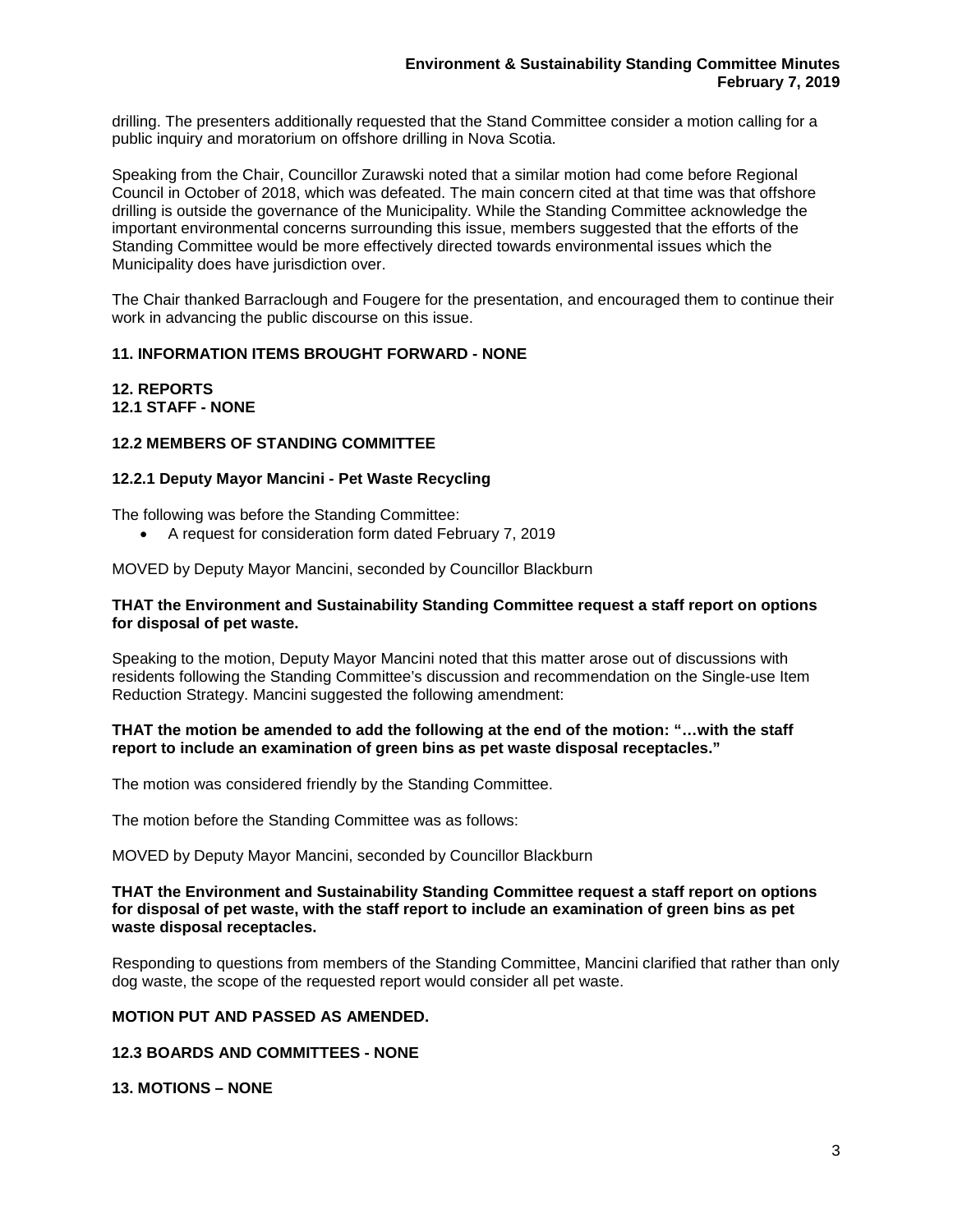drilling. The presenters additionally requested that the Stand Committee consider a motion calling for a public inquiry and moratorium on offshore drilling in Nova Scotia.

Speaking from the Chair, Councillor Zurawski noted that a similar motion had come before Regional Council in October of 2018, which was defeated. The main concern cited at that time was that offshore drilling is outside the governance of the Municipality. While the Standing Committee acknowledge the important environmental concerns surrounding this issue, members suggested that the efforts of the Standing Committee would be more effectively directed towards environmental issues which the Municipality does have jurisdiction over.

The Chair thanked Barraclough and Fougere for the presentation, and encouraged them to continue their work in advancing the public discourse on this issue.

**11. INFORMATION ITEMS BROUGHT FORWARD - NONE**

**12. REPORTS**
**12.1 STAFF - NONE**

**12.2 MEMBERS OF STANDING COMMITTEE**

**12.2.1 Deputy Mayor Mancini - Pet Waste Recycling**

The following was before the Standing Committee:

- A request for consideration form dated February 7, 2019

MOVED by Deputy Mayor Mancini, seconded by Councillor Blackburn

**THAT the Environment and Sustainability Standing Committee request a staff report on options for disposal of pet waste.**

Speaking to the motion, Deputy Mayor Mancini noted that this matter arose out of discussions with residents following the Standing Committee's discussion and recommendation on the Single-use Item Reduction Strategy. Mancini suggested the following amendment:

**THAT the motion be amended to add the following at the end of the motion: "…with the staff report to include an examination of green bins as pet waste disposal receptacles."**

The motion was considered friendly by the Standing Committee.

The motion before the Standing Committee was as follows:

MOVED by Deputy Mayor Mancini, seconded by Councillor Blackburn

**THAT the Environment and Sustainability Standing Committee request a staff report on options for disposal of pet waste, with the staff report to include an examination of green bins as pet waste disposal receptacles.**

Responding to questions from members of the Standing Committee, Mancini clarified that rather than only dog waste, the scope of the requested report would consider all pet waste.

**MOTION PUT AND PASSED AS AMENDED.**

**12.3 BOARDS AND COMMITTEES - NONE**

**13. MOTIONS – NONE**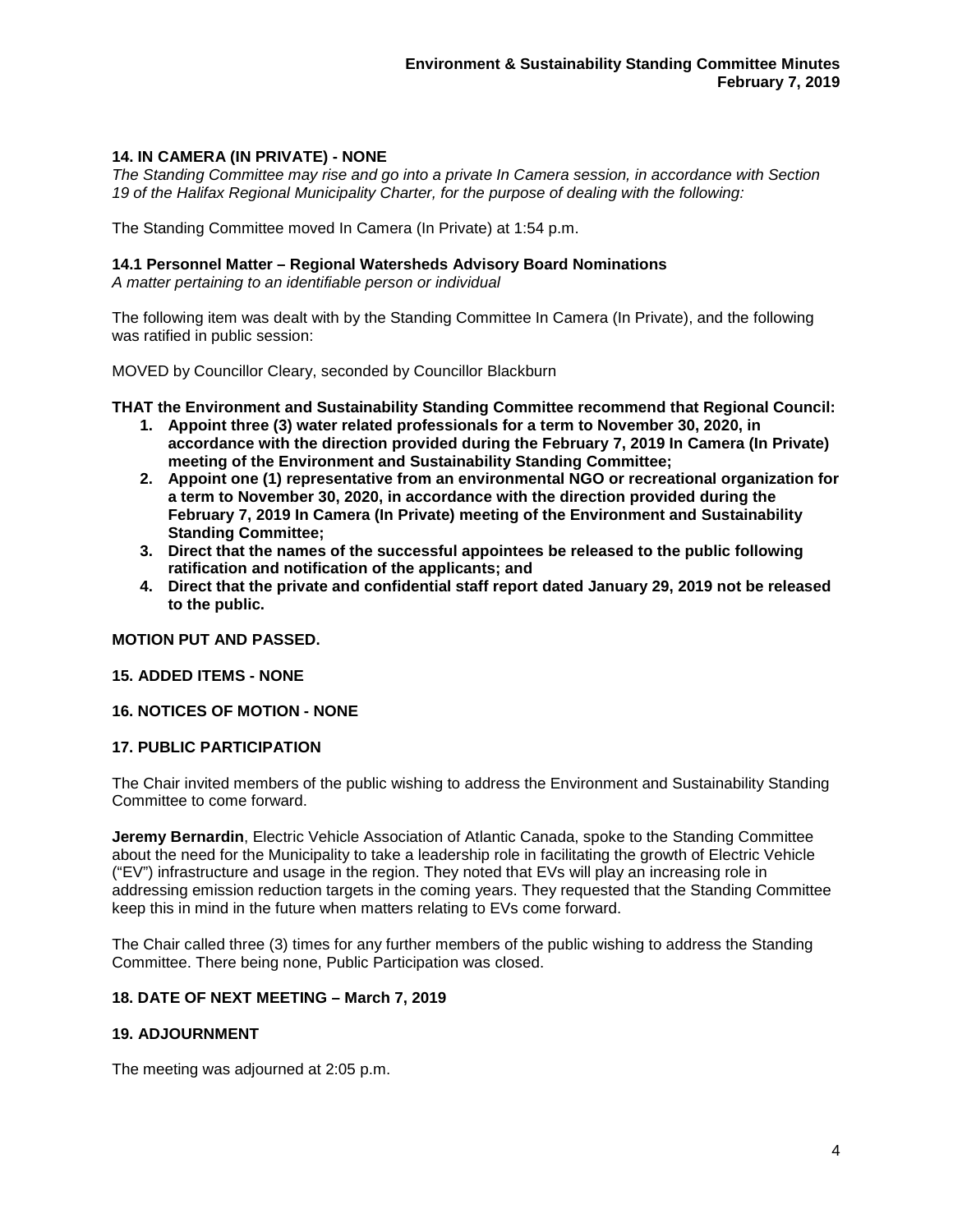## 14. IN CAMERA (IN PRIVATE) - NONE

*The Standing Committee may rise and go into a private In Camera session, in accordance with Section 19 of the Halifax Regional Municipality Charter, for the purpose of dealing with the following:*

The Standing Committee moved In Camera (In Private) at 1:54 p.m.

### 14.1 Personnel Matter – Regional Watersheds Advisory Board Nominations

*A matter pertaining to an identifiable person or individual*

The following item was dealt with by the Standing Committee In Camera (In Private), and the following was ratified in public session:

MOVED by Councillor Cleary, seconded by Councillor Blackburn

**THAT the Environment and Sustainability Standing Committee recommend that Regional Council:**

1. **Appoint three (3) water related professionals for a term to November 30, 2020, in accordance with the direction provided during the February 7, 2019 In Camera (In Private) meeting of the Environment and Sustainability Standing Committee;**
2. **Appoint one (1) representative from an environmental NGO or recreational organization for a term to November 30, 2020, in accordance with the direction provided during the February 7, 2019 In Camera (In Private) meeting of the Environment and Sustainability Standing Committee;**
3. **Direct that the names of the successful appointees be released to the public following ratification and notification of the applicants; and**
4. **Direct that the private and confidential staff report dated January 29, 2019 not be released to the public.**

**MOTION PUT AND PASSED.**

## 15. ADDED ITEMS - NONE

## 16. NOTICES OF MOTION - NONE

## 17. PUBLIC PARTICIPATION

The Chair invited members of the public wishing to address the Environment and Sustainability Standing Committee to come forward.

**Jeremy Bernardin**, Electric Vehicle Association of Atlantic Canada, spoke to the Standing Committee about the need for the Municipality to take a leadership role in facilitating the growth of Electric Vehicle ("EV") infrastructure and usage in the region. They noted that EVs will play an increasing role in addressing emission reduction targets in the coming years. They requested that the Standing Committee keep this in mind in the future when matters relating to EVs come forward.

The Chair called three (3) times for any further members of the public wishing to address the Standing Committee. There being none, Public Participation was closed.

## 18. DATE OF NEXT MEETING – March 7, 2019

## 19. ADJOURNMENT

The meeting was adjourned at 2:05 p.m.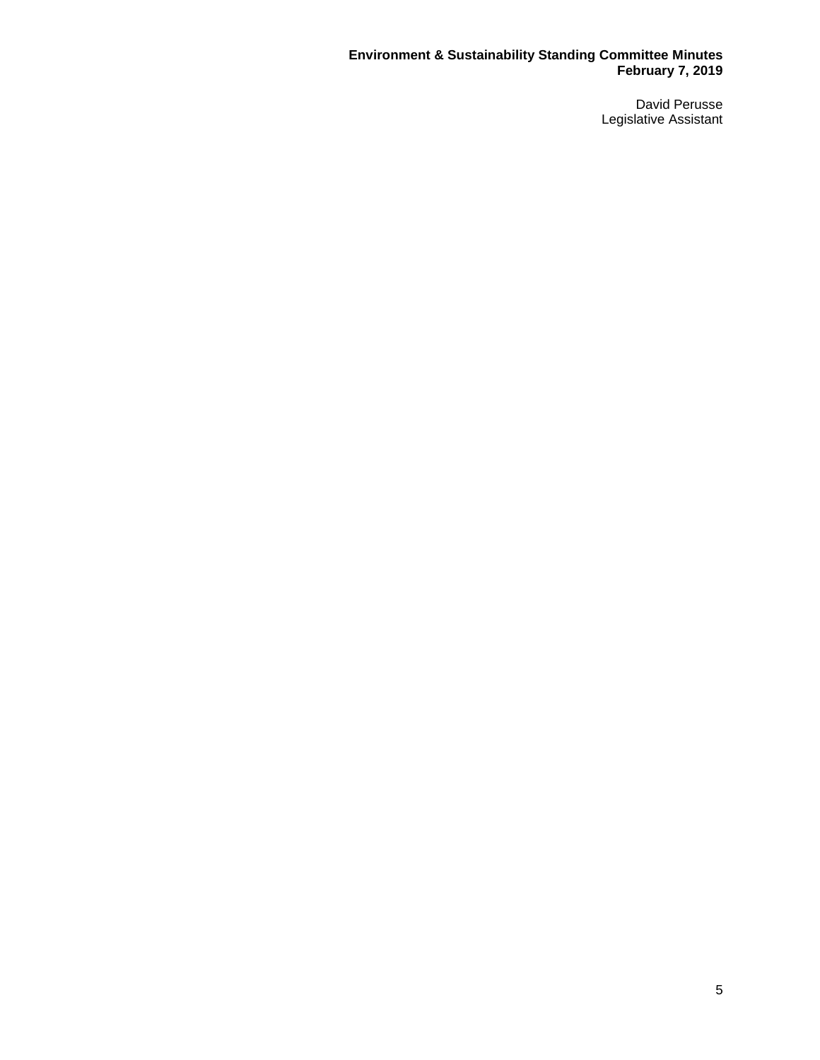David Perusse
Legislative Assistant